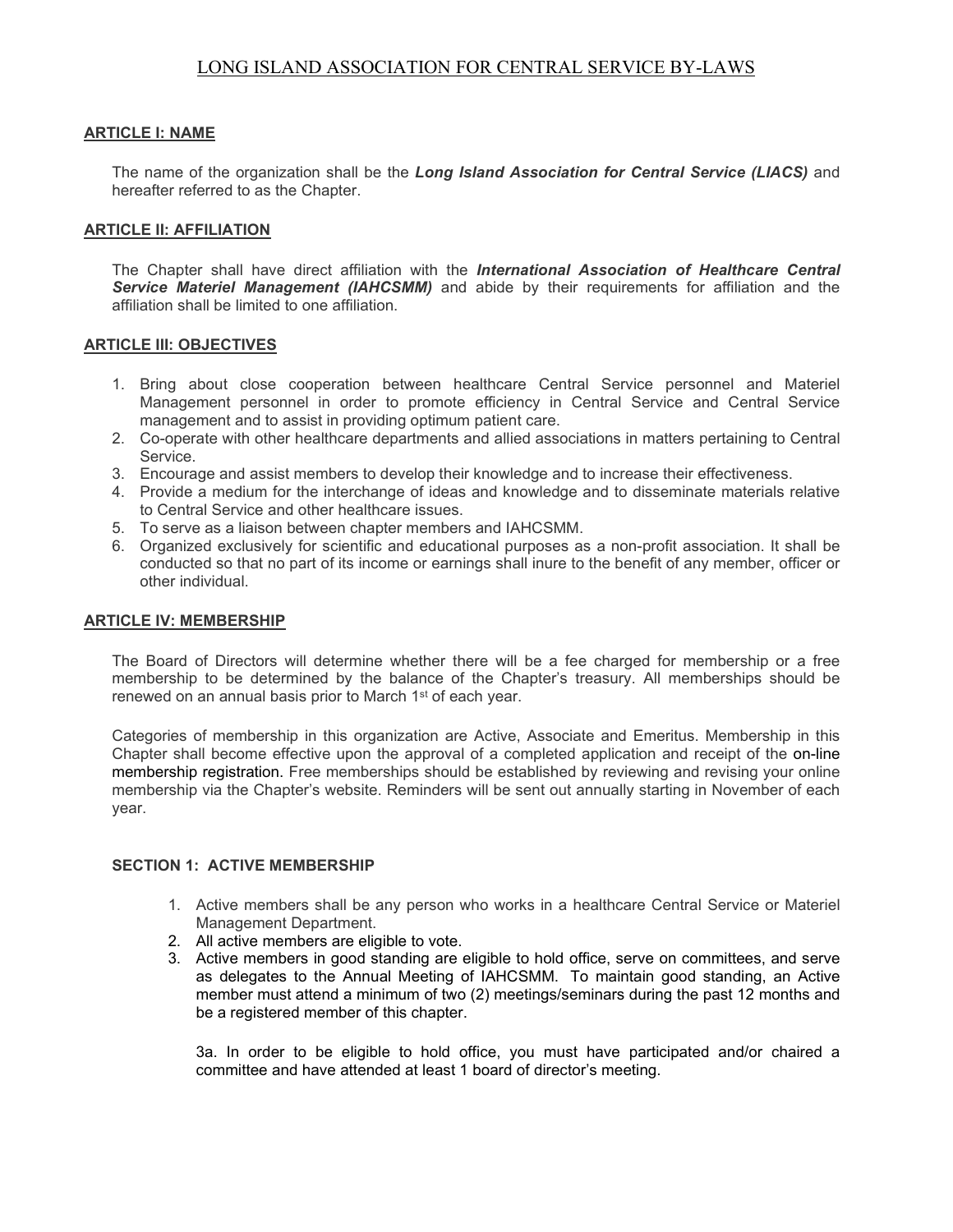# LONG ISLAND ASSOCIATION FOR CENTRAL SERVICE BY-LAWS

## ARTICLE I: NAME

The name of the organization shall be the ***Long Island Association for Central Service (LIACS)*** and hereafter referred to as the Chapter.

## ARTICLE II: AFFILIATION

The Chapter shall have direct affiliation with the ***International Association of Healthcare Central Service Materiel Management (IAHCSMM)*** and abide by their requirements for affiliation and the affiliation shall be limited to one affiliation.

## ARTICLE III: OBJECTIVES

1. Bring about close cooperation between healthcare Central Service personnel and Materiel Management personnel in order to promote efficiency in Central Service and Central Service management and to assist in providing optimum patient care.
2. Co-operate with other healthcare departments and allied associations in matters pertaining to Central Service.
3. Encourage and assist members to develop their knowledge and to increase their effectiveness.
4. Provide a medium for the interchange of ideas and knowledge and to disseminate materials relative to Central Service and other healthcare issues.
5. To serve as a liaison between chapter members and IAHCSMM.
6. Organized exclusively for scientific and educational purposes as a non-profit association. It shall be conducted so that no part of its income or earnings shall inure to the benefit of any member, officer or other individual.

## ARTICLE IV: MEMBERSHIP

The Board of Directors will determine whether there will be a fee charged for membership or a free membership to be determined by the balance of the Chapter's treasury. All memberships should be renewed on an annual basis prior to March 1st of each year.

Categories of membership in this organization are Active, Associate and Emeritus. Membership in this Chapter shall become effective upon the approval of a completed application and receipt of the on-line membership registration. Free memberships should be established by reviewing and revising your online membership via the Chapter's website. Reminders will be sent out annually starting in November of each year.

### SECTION 1: ACTIVE MEMBERSHIP

1. Active members shall be any person who works in a healthcare Central Service or Materiel Management Department.
2. All active members are eligible to vote.
3. Active members in good standing are eligible to hold office, serve on committees, and serve as delegates to the Annual Meeting of IAHCSMM. To maintain good standing, an Active member must attend a minimum of two (2) meetings/seminars during the past 12 months and be a registered member of this chapter.

   3a. In order to be eligible to hold office, you must have participated and/or chaired a committee and have attended at least 1 board of director's meeting.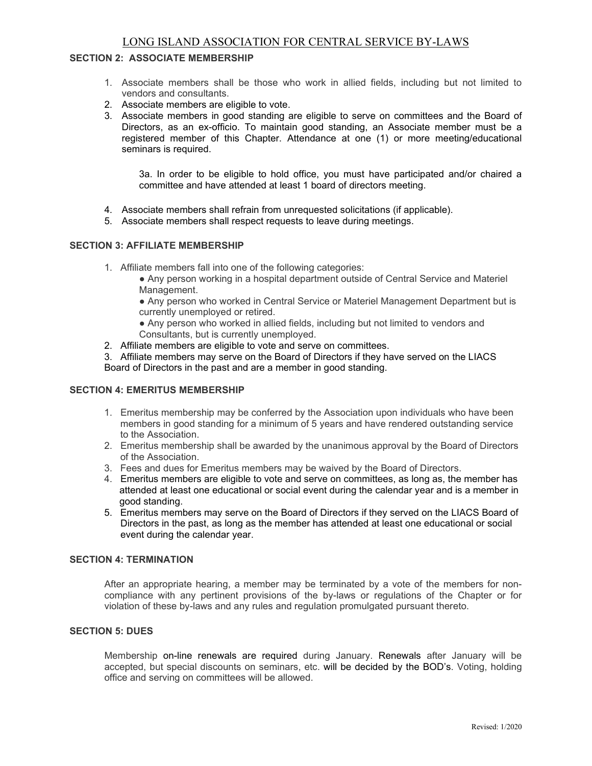## SECTION 2: ASSOCIATE MEMBERSHIP

1. Associate members shall be those who work in allied fields, including but not limited to vendors and consultants.
2. Associate members are eligible to vote.
3. Associate members in good standing are eligible to serve on committees and the Board of Directors, as an ex-officio. To maintain good standing, an Associate member must be a registered member of this Chapter. Attendance at one (1) or more meeting/educational seminars is required.

   3a. In order to be eligible to hold office, you must have participated and/or chaired a committee and have attended at least 1 board of directors meeting.

4. Associate members shall refrain from unrequested solicitations (if applicable).
5. Associate members shall respect requests to leave during meetings.

## SECTION 3: AFFILIATE MEMBERSHIP

1. Affiliate members fall into one of the following categories:
   - Any person working in a hospital department outside of Central Service and Materiel Management.
   - Any person who worked in Central Service or Materiel Management Department but is currently unemployed or retired.
   - Any person who worked in allied fields, including but not limited to vendors and Consultants, but is currently unemployed.
2. Affiliate members are eligible to vote and serve on committees.
3. Affiliate members may serve on the Board of Directors if they have served on the LIACS Board of Directors in the past and are a member in good standing.

## SECTION 4: EMERITUS MEMBERSHIP

1. Emeritus membership may be conferred by the Association upon individuals who have been members in good standing for a minimum of 5 years and have rendered outstanding service to the Association.
2. Emeritus membership shall be awarded by the unanimous approval by the Board of Directors of the Association.
3. Fees and dues for Emeritus members may be waived by the Board of Directors.
4. Emeritus members are eligible to vote and serve on committees, as long as, the member has attended at least one educational or social event during the calendar year and is a member in good standing.
5. Emeritus members may serve on the Board of Directors if they served on the LIACS Board of Directors in the past, as long as the member has attended at least one educational or social event during the calendar year.

## SECTION 4: TERMINATION

After an appropriate hearing, a member may be terminated by a vote of the members for non-compliance with any pertinent provisions of the by-laws or regulations of the Chapter or for violation of these by-laws and any rules and regulation promulgated pursuant thereto.

## SECTION 5: DUES

Membership on-line renewals are required during January. Renewals after January will be accepted, but special discounts on seminars, etc. will be decided by the BOD's. Voting, holding office and serving on committees will be allowed.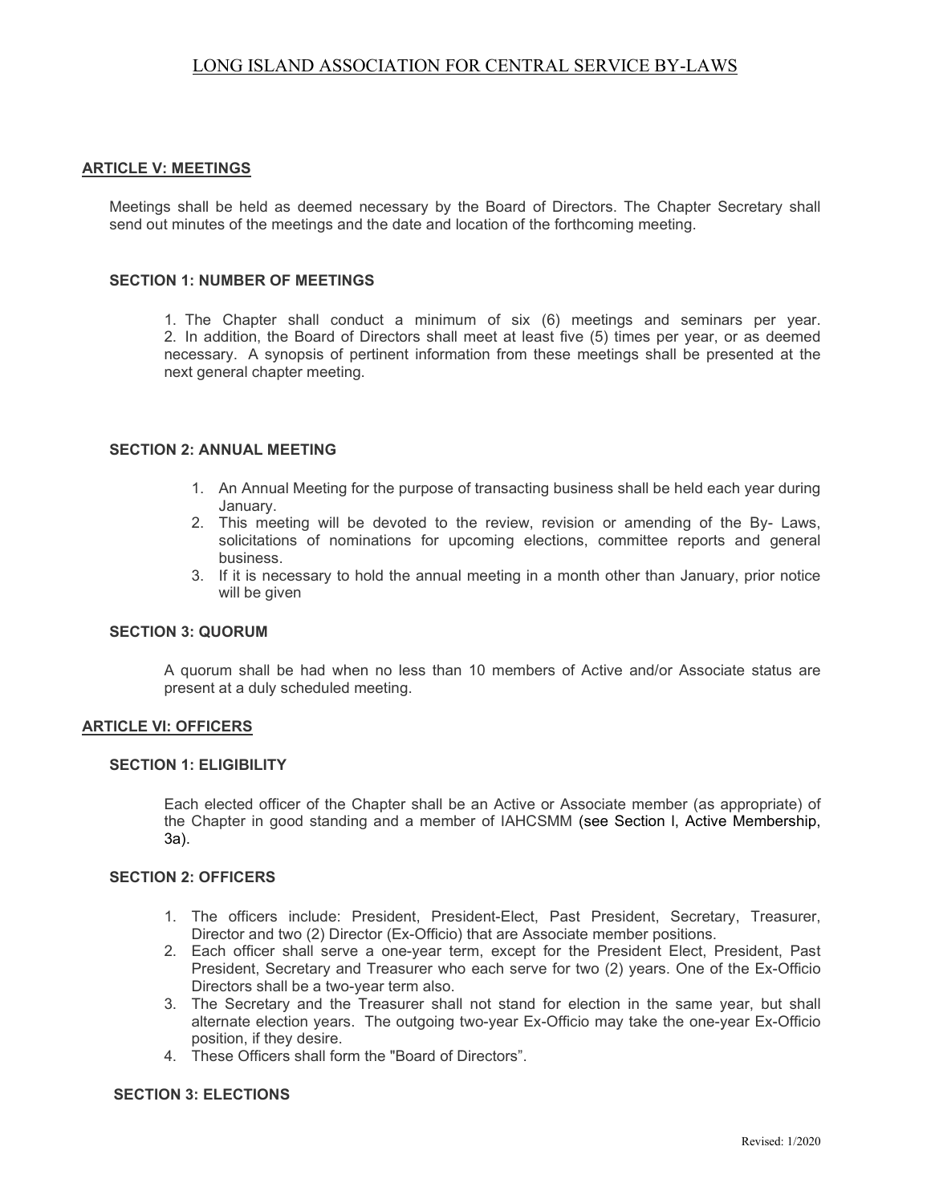## ARTICLE V: MEETINGS

Meetings shall be held as deemed necessary by the Board of Directors. The Chapter Secretary shall send out minutes of the meetings and the date and location of the forthcoming meeting.

### SECTION 1: NUMBER OF MEETINGS

1. The Chapter shall conduct a minimum of six (6) meetings and seminars per year.
2. In addition, the Board of Directors shall meet at least five (5) times per year, or as deemed necessary. A synopsis of pertinent information from these meetings shall be presented at the next general chapter meeting.

### SECTION 2: ANNUAL MEETING

1. An Annual Meeting for the purpose of transacting business shall be held each year during January.
2. This meeting will be devoted to the review, revision or amending of the By- Laws, solicitations of nominations for upcoming elections, committee reports and general business.
3. If it is necessary to hold the annual meeting in a month other than January, prior notice will be given

### SECTION 3: QUORUM

A quorum shall be had when no less than 10 members of Active and/or Associate status are present at a duly scheduled meeting.

## ARTICLE VI: OFFICERS

### SECTION 1: ELIGIBILITY

Each elected officer of the Chapter shall be an Active or Associate member (as appropriate) of the Chapter in good standing and a member of IAHCSMM (see Section I, Active Membership, 3a).

### SECTION 2: OFFICERS

1. The officers include: President, President-Elect, Past President, Secretary, Treasurer, Director and two (2) Director (Ex-Officio) that are Associate member positions.
2. Each officer shall serve a one-year term, except for the President Elect, President, Past President, Secretary and Treasurer who each serve for two (2) years. One of the Ex-Officio Directors shall be a two-year term also.
3. The Secretary and the Treasurer shall not stand for election in the same year, but shall alternate election years. The outgoing two-year Ex-Officio may take the one-year Ex-Officio position, if they desire.
4. These Officers shall form the "Board of Directors".

### SECTION 3: ELECTIONS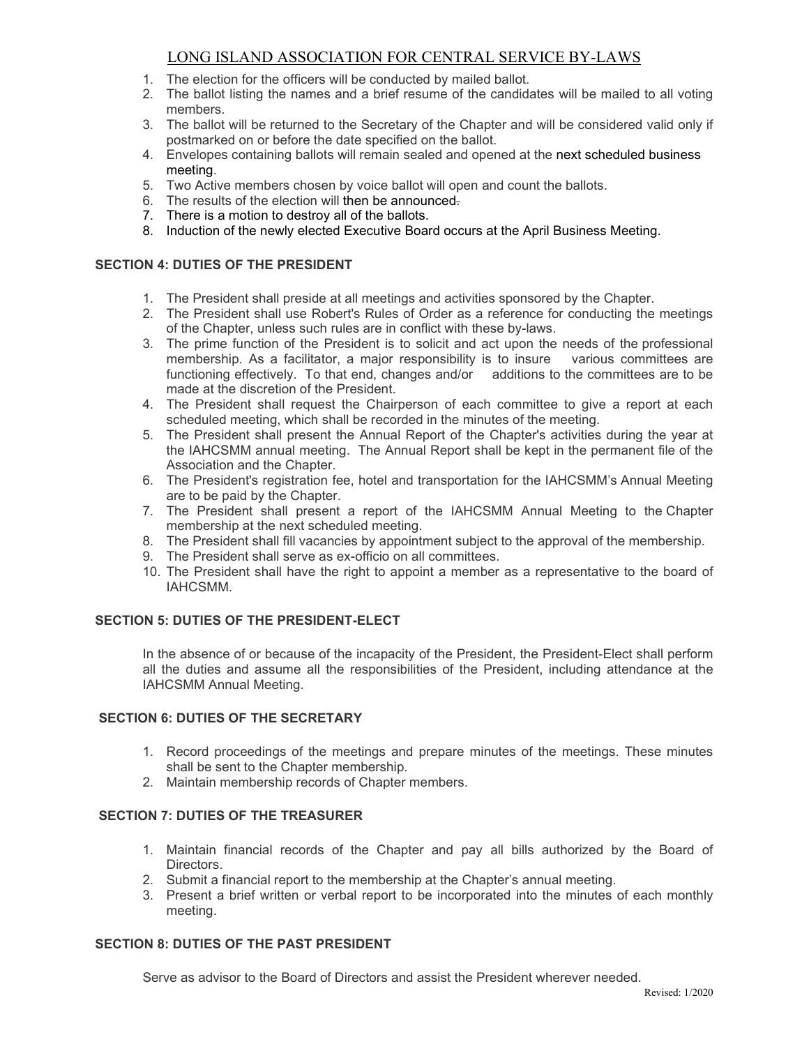1. The election for the officers will be conducted by mailed ballot.
2. The ballot listing the names and a brief resume of the candidates will be mailed to all voting members.
3. The ballot will be returned to the Secretary of the Chapter and will be considered valid only if postmarked on or before the date specified on the ballot.
4. Envelopes containing ballots will remain sealed and opened at the next scheduled business meeting.
5. Two Active members chosen by voice ballot will open and count the ballots.
6. The results of the election will then be announced.
7. There is a motion to destroy all of the ballots.
8. Induction of the newly elected Executive Board occurs at the April Business Meeting.

**SECTION 4: DUTIES OF THE PRESIDENT**

1. The President shall preside at all meetings and activities sponsored by the Chapter.
2. The President shall use Robert's Rules of Order as a reference for conducting the meetings of the Chapter, unless such rules are in conflict with these by-laws.
3. The prime function of the President is to solicit and act upon the needs of the professional membership. As a facilitator, a major responsibility is to insure various committees are functioning effectively. To that end, changes and/or additions to the committees are to be made at the discretion of the President.
4. The President shall request the Chairperson of each committee to give a report at each scheduled meeting, which shall be recorded in the minutes of the meeting.
5. The President shall present the Annual Report of the Chapter's activities during the year at the IAHCSMM annual meeting. The Annual Report shall be kept in the permanent file of the Association and the Chapter.
6. The President's registration fee, hotel and transportation for the IAHCSMM's Annual Meeting are to be paid by the Chapter.
7. The President shall present a report of the IAHCSMM Annual Meeting to the Chapter membership at the next scheduled meeting.
8. The President shall fill vacancies by appointment subject to the approval of the membership.
9. The President shall serve as ex-officio on all committees.
10. The President shall have the right to appoint a member as a representative to the board of IAHCSMM.

**SECTION 5: DUTIES OF THE PRESIDENT-ELECT**

In the absence of or because of the incapacity of the President, the President-Elect shall perform all the duties and assume all the responsibilities of the President, including attendance at the IAHCSMM Annual Meeting.

**SECTION 6: DUTIES OF THE SECRETARY**

1. Record proceedings of the meetings and prepare minutes of the meetings. These minutes shall be sent to the Chapter membership.
2. Maintain membership records of Chapter members.

**SECTION 7: DUTIES OF THE TREASURER**

1. Maintain financial records of the Chapter and pay all bills authorized by the Board of Directors.
2. Submit a financial report to the membership at the Chapter's annual meeting.
3. Present a brief written or verbal report to be incorporated into the minutes of each monthly meeting.

**SECTION 8: DUTIES OF THE PAST PRESIDENT**

Serve as advisor to the Board of Directors and assist the President wherever needed.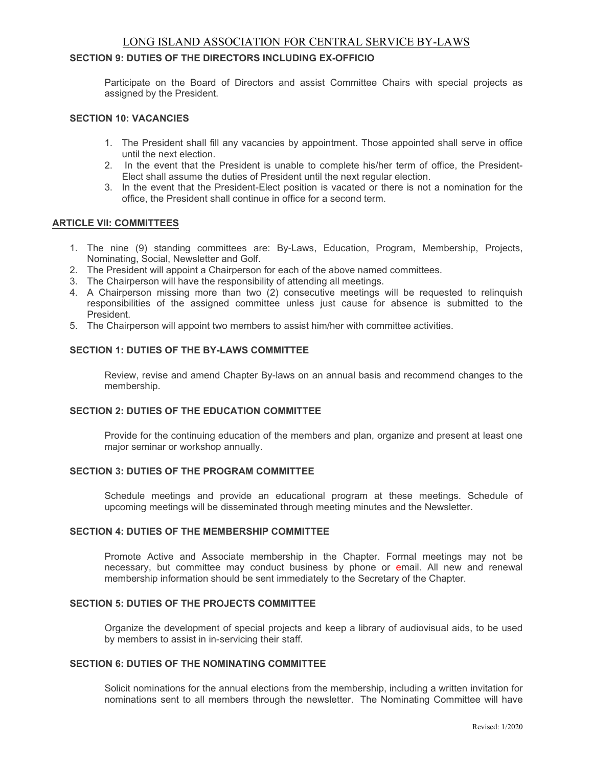### SECTION 9: DUTIES OF THE DIRECTORS INCLUDING EX-OFFICIO

Participate on the Board of Directors and assist Committee Chairs with special projects as assigned by the President.

### SECTION 10: VACANCIES

1. The President shall fill any vacancies by appointment. Those appointed shall serve in office until the next election.
2. In the event that the President is unable to complete his/her term of office, the President-Elect shall assume the duties of President until the next regular election.
3. In the event that the President-Elect position is vacated or there is not a nomination for the office, the President shall continue in office for a second term.

## ARTICLE VII: COMMITTEES

1. The nine (9) standing committees are: By-Laws, Education, Program, Membership, Projects, Nominating, Social, Newsletter and Golf.
2. The President will appoint a Chairperson for each of the above named committees.
3. The Chairperson will have the responsibility of attending all meetings.
4. A Chairperson missing more than two (2) consecutive meetings will be requested to relinquish responsibilities of the assigned committee unless just cause for absence is submitted to the President.
5. The Chairperson will appoint two members to assist him/her with committee activities.

### SECTION 1: DUTIES OF THE BY-LAWS COMMITTEE

Review, revise and amend Chapter By-laws on an annual basis and recommend changes to the membership.

### SECTION 2: DUTIES OF THE EDUCATION COMMITTEE

Provide for the continuing education of the members and plan, organize and present at least one major seminar or workshop annually.

### SECTION 3: DUTIES OF THE PROGRAM COMMITTEE

Schedule meetings and provide an educational program at these meetings. Schedule of upcoming meetings will be disseminated through meeting minutes and the Newsletter.

### SECTION 4: DUTIES OF THE MEMBERSHIP COMMITTEE

Promote Active and Associate membership in the Chapter. Formal meetings may not be necessary, but committee may conduct business by phone or email. All new and renewal membership information should be sent immediately to the Secretary of the Chapter.

### SECTION 5: DUTIES OF THE PROJECTS COMMITTEE

Organize the development of special projects and keep a library of audiovisual aids, to be used by members to assist in in-servicing their staff.

### SECTION 6: DUTIES OF THE NOMINATING COMMITTEE

Solicit nominations for the annual elections from the membership, including a written invitation for nominations sent to all members through the newsletter. The Nominating Committee will have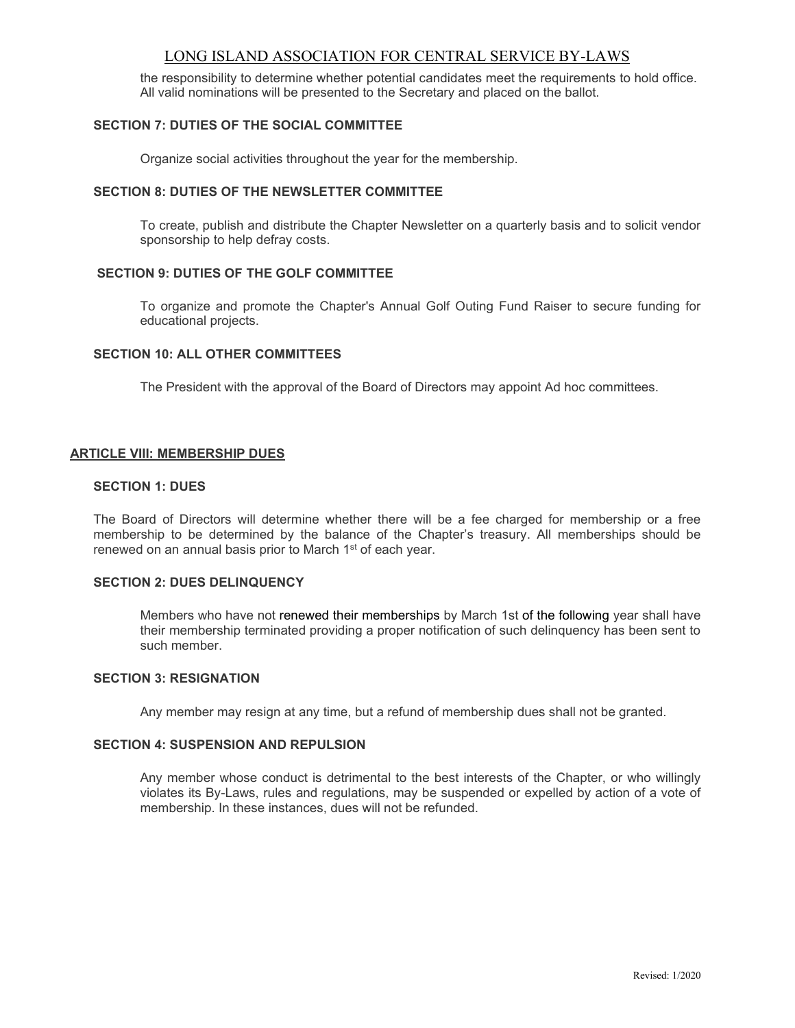the responsibility to determine whether potential candidates meet the requirements to hold office. All valid nominations will be presented to the Secretary and placed on the ballot.

### SECTION 7: DUTIES OF THE SOCIAL COMMITTEE

Organize social activities throughout the year for the membership.

### SECTION 8: DUTIES OF THE NEWSLETTER COMMITTEE

To create, publish and distribute the Chapter Newsletter on a quarterly basis and to solicit vendor sponsorship to help defray costs.

### SECTION 9: DUTIES OF THE GOLF COMMITTEE

To organize and promote the Chapter's Annual Golf Outing Fund Raiser to secure funding for educational projects.

### SECTION 10: ALL OTHER COMMITTEES

The President with the approval of the Board of Directors may appoint Ad hoc committees.

## ARTICLE VIII: MEMBERSHIP DUES

### SECTION 1: DUES

The Board of Directors will determine whether there will be a fee charged for membership or a free membership to be determined by the balance of the Chapter's treasury. All memberships should be renewed on an annual basis prior to March 1st of each year.

### SECTION 2: DUES DELINQUENCY

Members who have not renewed their memberships by March 1st of the following year shall have their membership terminated providing a proper notification of such delinquency has been sent to such member.

### SECTION 3: RESIGNATION

Any member may resign at any time, but a refund of membership dues shall not be granted.

### SECTION 4: SUSPENSION AND REPULSION

Any member whose conduct is detrimental to the best interests of the Chapter, or who willingly violates its By-Laws, rules and regulations, may be suspended or expelled by action of a vote of membership. In these instances, dues will not be refunded.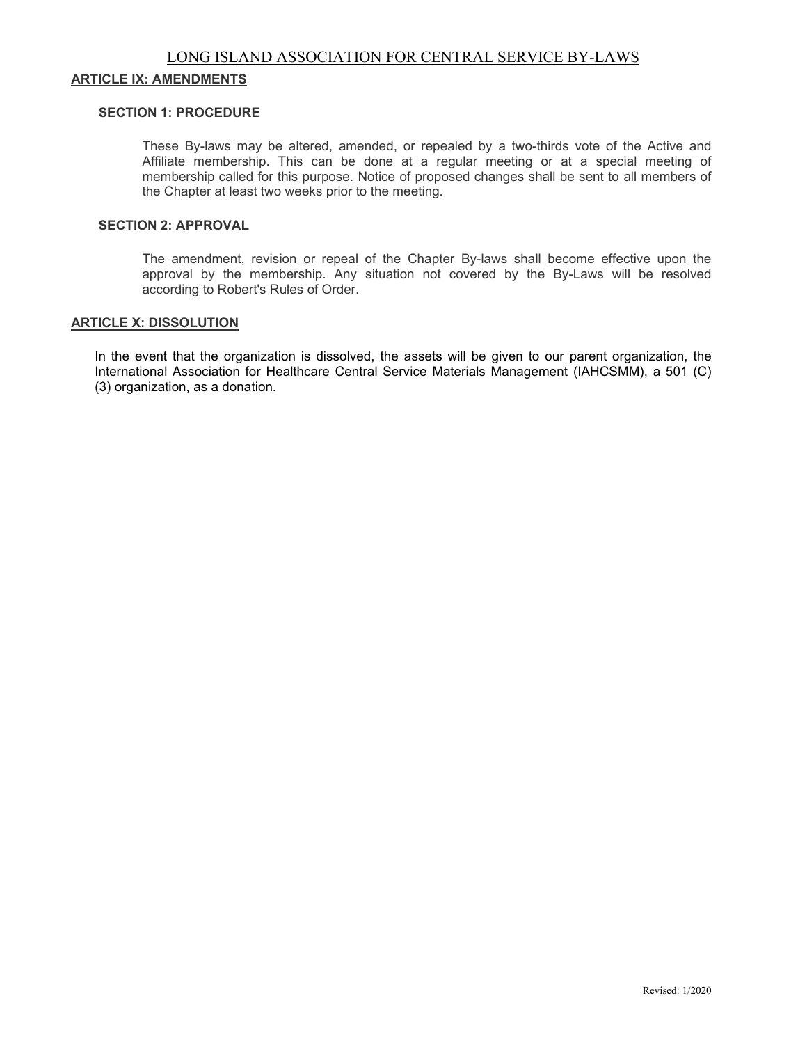## ARTICLE IX: AMENDMENTS

### SECTION 1: PROCEDURE

These By-laws may be altered, amended, or repealed by a two-thirds vote of the Active and Affiliate membership. This can be done at a regular meeting or at a special meeting of membership called for this purpose. Notice of proposed changes shall be sent to all members of the Chapter at least two weeks prior to the meeting.

### SECTION 2: APPROVAL

The amendment, revision or repeal of the Chapter By-laws shall become effective upon the approval by the membership. Any situation not covered by the By-Laws will be resolved according to Robert's Rules of Order.

## ARTICLE X: DISSOLUTION

In the event that the organization is dissolved, the assets will be given to our parent organization, the International Association for Healthcare Central Service Materials Management (IAHCSMM), a 501 (C) (3) organization, as a donation.

Revised: 1/2020